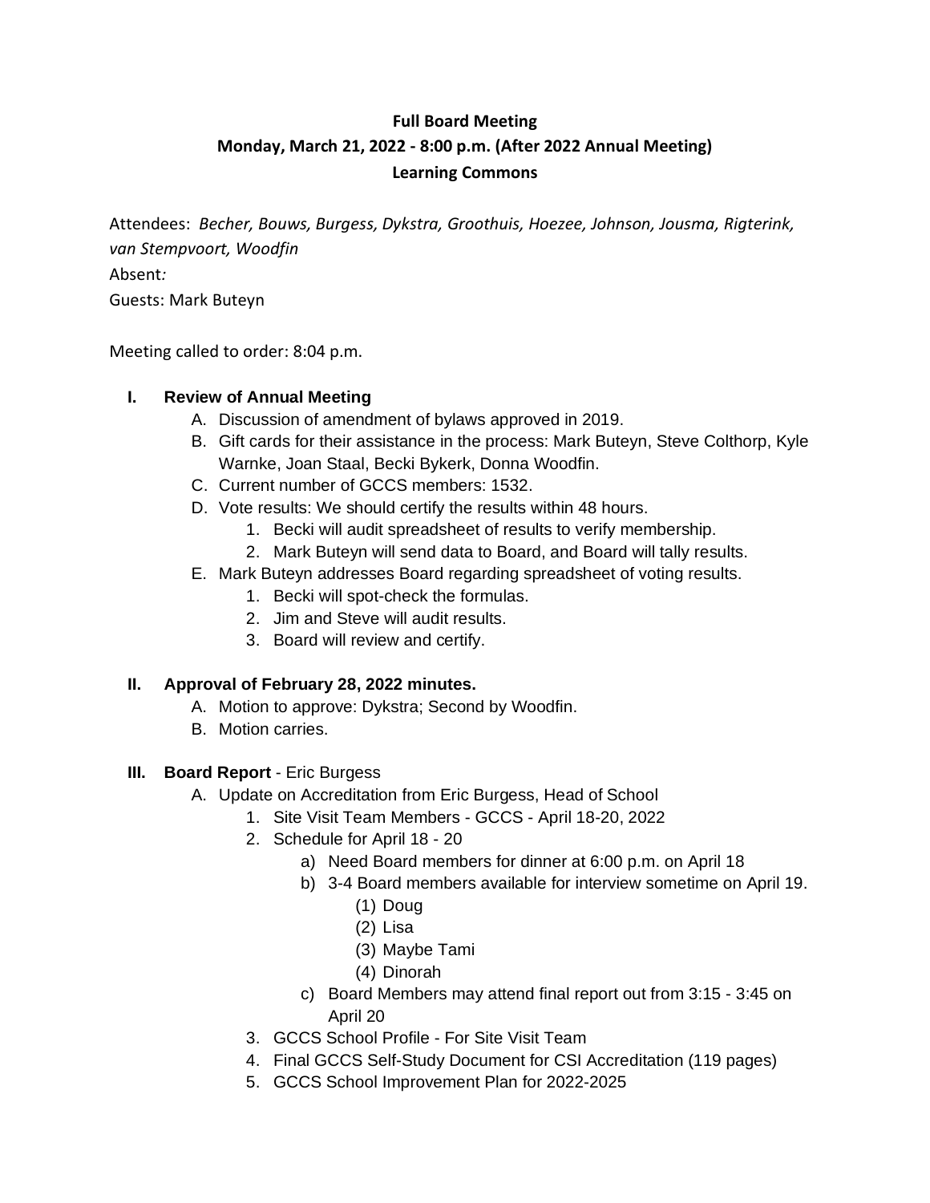**Full Board Meeting**
**Monday, March 21, 2022 - 8:00 p.m. (After 2022 Annual Meeting)**
**Learning Commons**

Attendees: *Becher, Bouws, Burgess, Dykstra, Groothuis, Hoezee, Johnson, Jousma, Rigterink, van Stempvoort, Woodfin*
Absent*:*
Guests: Mark Buteyn

Meeting called to order: 8:04 p.m.

I. **Review of Annual Meeting**
   - A. Discussion of amendment of bylaws approved in 2019.
   - B. Gift cards for their assistance in the process: Mark Buteyn, Steve Colthorp, Kyle Warnke, Joan Staal, Becki Bykerk, Donna Woodfin.
   - C. Current number of GCCS members: 1532.
   - D. Vote results: We should certify the results within 48 hours.
     1. Becki will audit spreadsheet of results to verify membership.
     2. Mark Buteyn will send data to Board, and Board will tally results.
   - E. Mark Buteyn addresses Board regarding spreadsheet of voting results.
     1. Becki will spot-check the formulas.
     2. Jim and Steve will audit results.
     3. Board will review and certify.

II. **Approval of February 28, 2022 minutes.**
   - A. Motion to approve: Dykstra; Second by Woodfin.
   - B. Motion carries.

III. **Board Report** - Eric Burgess
   - A. Update on Accreditation from Eric Burgess, Head of School
     1. Site Visit Team Members - GCCS - April 18-20, 2022
     2. Schedule for April 18 - 20
        - a) Need Board members for dinner at 6:00 p.m. on April 18
        - b) 3-4 Board members available for interview sometime on April 19.
          - (1) Doug
          - (2) Lisa
          - (3) Maybe Tami
          - (4) Dinorah
        - c) Board Members may attend final report out from 3:15 - 3:45 on April 20
     3. GCCS School Profile - For Site Visit Team
     4. Final GCCS Self-Study Document for CSI Accreditation (119 pages)
     5. GCCS School Improvement Plan for 2022-2025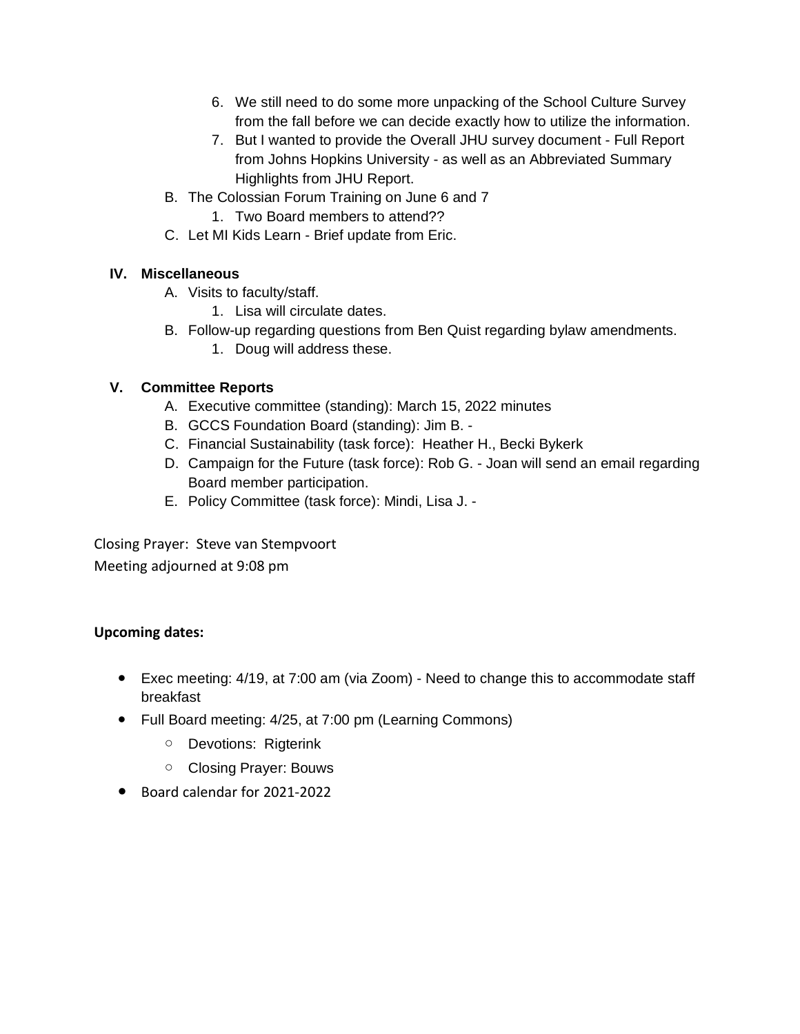6. We still need to do some more unpacking of the School Culture Survey from the fall before we can decide exactly how to utilize the information.
7. But I wanted to provide the Overall JHU survey document - Full Report from Johns Hopkins University - as well as an Abbreviated Summary Highlights from JHU Report.

B. The Colossian Forum Training on June 6 and 7
   1. Two Board members to attend??

C. Let MI Kids Learn - Brief update from Eric.

**IV. Miscellaneous**

A. Visits to faculty/staff.
   1. Lisa will circulate dates.

B. Follow-up regarding questions from Ben Quist regarding bylaw amendments.
   1. Doug will address these.

**V. Committee Reports**

A. Executive committee (standing): March 15, 2022 minutes
B. GCCS Foundation Board (standing): Jim B. -
C. Financial Sustainability (task force): Heather H., Becki Bykerk
D. Campaign for the Future (task force): Rob G. - Joan will send an email regarding Board member participation.
E. Policy Committee (task force): Mindi, Lisa J. -

Closing Prayer: Steve van Stempvoort
Meeting adjourned at 9:08 pm

**Upcoming dates:**

- Exec meeting: 4/19, at 7:00 am (via Zoom) - Need to change this to accommodate staff breakfast
- Full Board meeting: 4/25, at 7:00 pm (Learning Commons)
  - Devotions: Rigterink
  - Closing Prayer: Bouws
- Board calendar for 2021-2022